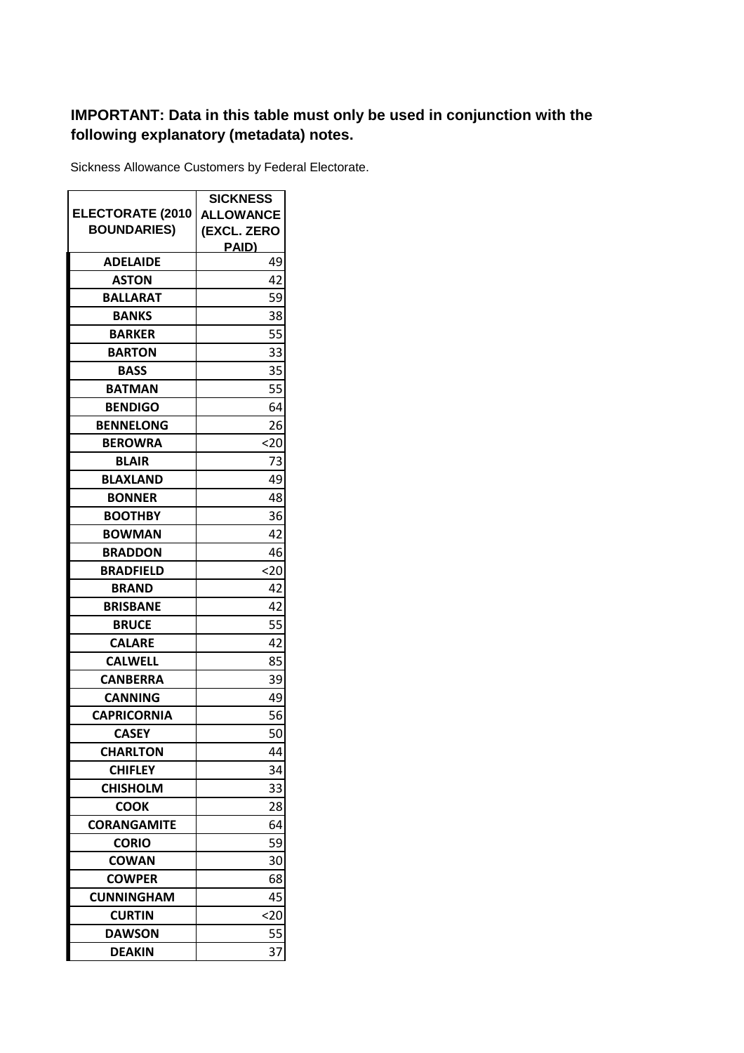**IMPORTANT: Data in this table must only be used in conjunction with the following explanatory (metadata) notes.**

Sickness Allowance Customers by Federal Electorate.

| ELECTORATE (2010 BOUNDARIES) | SICKNESS ALLOWANCE (EXCL. ZERO PAID) |
|---|---|
| ADELAIDE | 49 |
| ASTON | 42 |
| BALLARAT | 59 |
| BANKS | 38 |
| BARKER | 55 |
| BARTON | 33 |
| BASS | 35 |
| BATMAN | 55 |
| BENDIGO | 64 |
| BENNELONG | 26 |
| BEROWRA | <20 |
| BLAIR | 73 |
| BLAXLAND | 49 |
| BONNER | 48 |
| BOOTHBY | 36 |
| BOWMAN | 42 |
| BRADDON | 46 |
| BRADFIELD | <20 |
| BRAND | 42 |
| BRISBANE | 42 |
| BRUCE | 55 |
| CALARE | 42 |
| CALWELL | 85 |
| CANBERRA | 39 |
| CANNING | 49 |
| CAPRICORNIA | 56 |
| CASEY | 50 |
| CHARLTON | 44 |
| CHIFLEY | 34 |
| CHISHOLM | 33 |
| COOK | 28 |
| CORANGAMITE | 64 |
| CORIO | 59 |
| COWAN | 30 |
| COWPER | 68 |
| CUNNINGHAM | 45 |
| CURTIN | <20 |
| DAWSON | 55 |
| DEAKIN | 37 |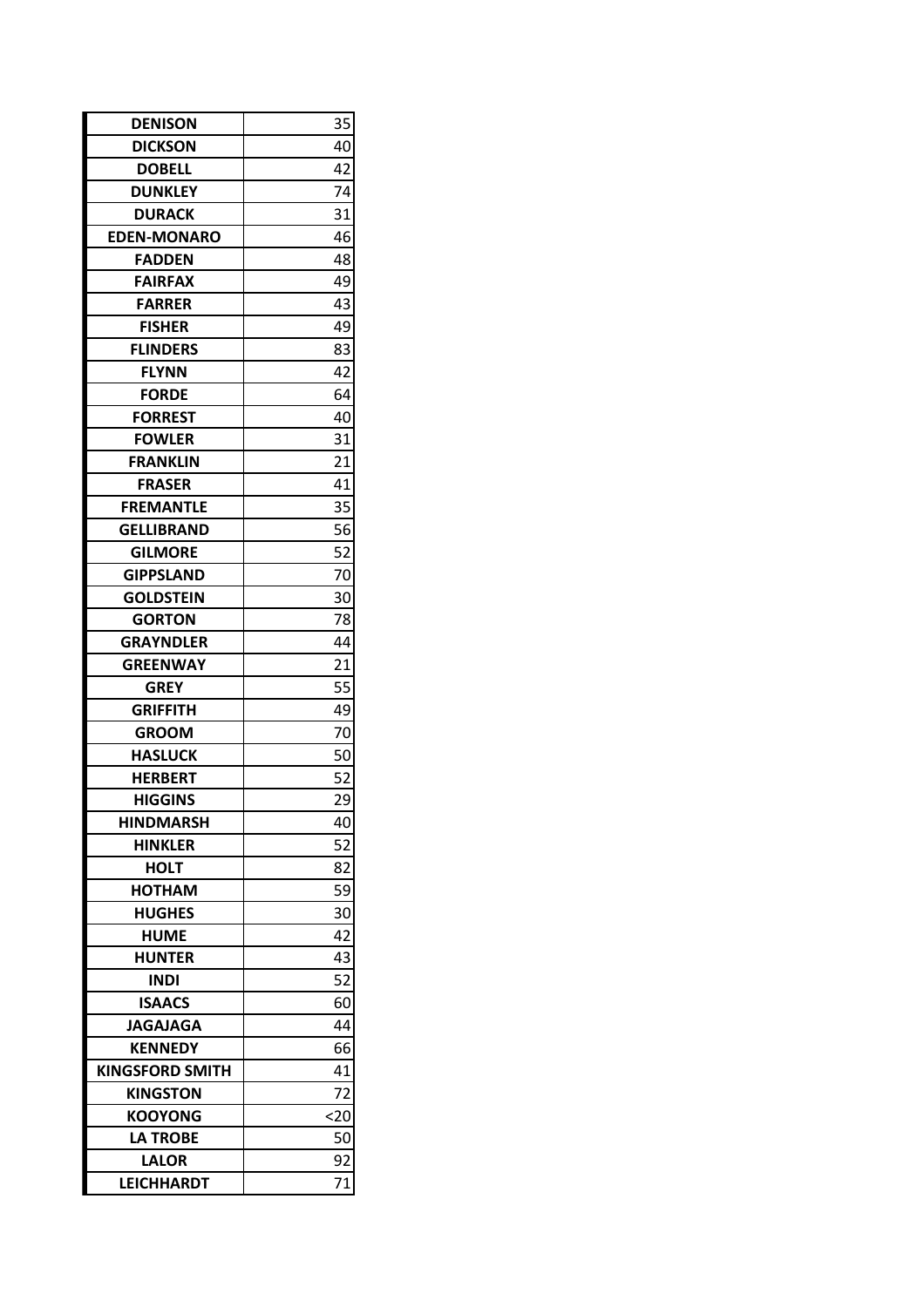| | |
|---|---|
| **DENISON** | 35 |
| **DICKSON** | 40 |
| **DOBELL** | 42 |
| **DUNKLEY** | 74 |
| **DURACK** | 31 |
| **EDEN-MONARO** | 46 |
| **FADDEN** | 48 |
| **FAIRFAX** | 49 |
| **FARRER** | 43 |
| **FISHER** | 49 |
| **FLINDERS** | 83 |
| **FLYNN** | 42 |
| **FORDE** | 64 |
| **FORREST** | 40 |
| **FOWLER** | 31 |
| **FRANKLIN** | 21 |
| **FRASER** | 41 |
| **FREMANTLE** | 35 |
| **GELLIBRAND** | 56 |
| **GILMORE** | 52 |
| **GIPPSLAND** | 70 |
| **GOLDSTEIN** | 30 |
| **GORTON** | 78 |
| **GRAYNDLER** | 44 |
| **GREENWAY** | 21 |
| **GREY** | 55 |
| **GRIFFITH** | 49 |
| **GROOM** | 70 |
| **HASLUCK** | 50 |
| **HERBERT** | 52 |
| **HIGGINS** | 29 |
| **HINDMARSH** | 40 |
| **HINKLER** | 52 |
| **HOLT** | 82 |
| **HOTHAM** | 59 |
| **HUGHES** | 30 |
| **HUME** | 42 |
| **HUNTER** | 43 |
| **INDI** | 52 |
| **ISAACS** | 60 |
| **JAGAJAGA** | 44 |
| **KENNEDY** | 66 |
| **KINGSFORD SMITH** | 41 |
| **KINGSTON** | 72 |
| **KOOYONG** | <20 |
| **LA TROBE** | 50 |
| **LALOR** | 92 |
| **LEICHHARDT** | 71 |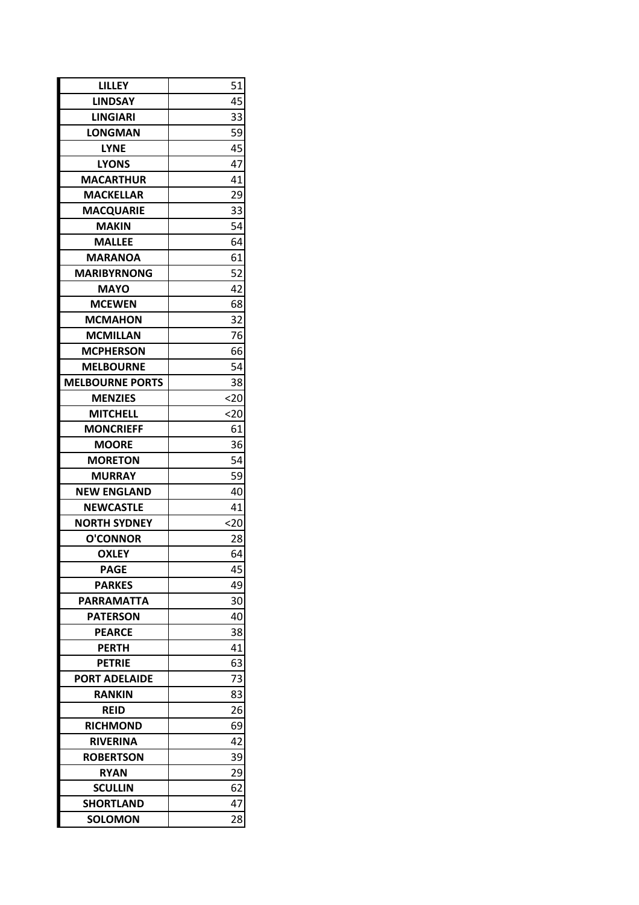| | |
|---|---|
| **LILLEY** | 51 |
| **LINDSAY** | 45 |
| **LINGIARI** | 33 |
| **LONGMAN** | 59 |
| **LYNE** | 45 |
| **LYONS** | 47 |
| **MACARTHUR** | 41 |
| **MACKELLAR** | 29 |
| **MACQUARIE** | 33 |
| **MAKIN** | 54 |
| **MALLEE** | 64 |
| **MARANOA** | 61 |
| **MARIBYRNONG** | 52 |
| **MAYO** | 42 |
| **MCEWEN** | 68 |
| **MCMAHON** | 32 |
| **MCMILLAN** | 76 |
| **MCPHERSON** | 66 |
| **MELBOURNE** | 54 |
| **MELBOURNE PORTS** | 38 |
| **MENZIES** | <20 |
| **MITCHELL** | <20 |
| **MONCRIEFF** | 61 |
| **MOORE** | 36 |
| **MORETON** | 54 |
| **MURRAY** | 59 |
| **NEW ENGLAND** | 40 |
| **NEWCASTLE** | 41 |
| **NORTH SYDNEY** | <20 |
| **O'CONNOR** | 28 |
| **OXLEY** | 64 |
| **PAGE** | 45 |
| **PARKES** | 49 |
| **PARRAMATTA** | 30 |
| **PATERSON** | 40 |
| **PEARCE** | 38 |
| **PERTH** | 41 |
| **PETRIE** | 63 |
| **PORT ADELAIDE** | 73 |
| **RANKIN** | 83 |
| **REID** | 26 |
| **RICHMOND** | 69 |
| **RIVERINA** | 42 |
| **ROBERTSON** | 39 |
| **RYAN** | 29 |
| **SCULLIN** | 62 |
| **SHORTLAND** | 47 |
| **SOLOMON** | 28 |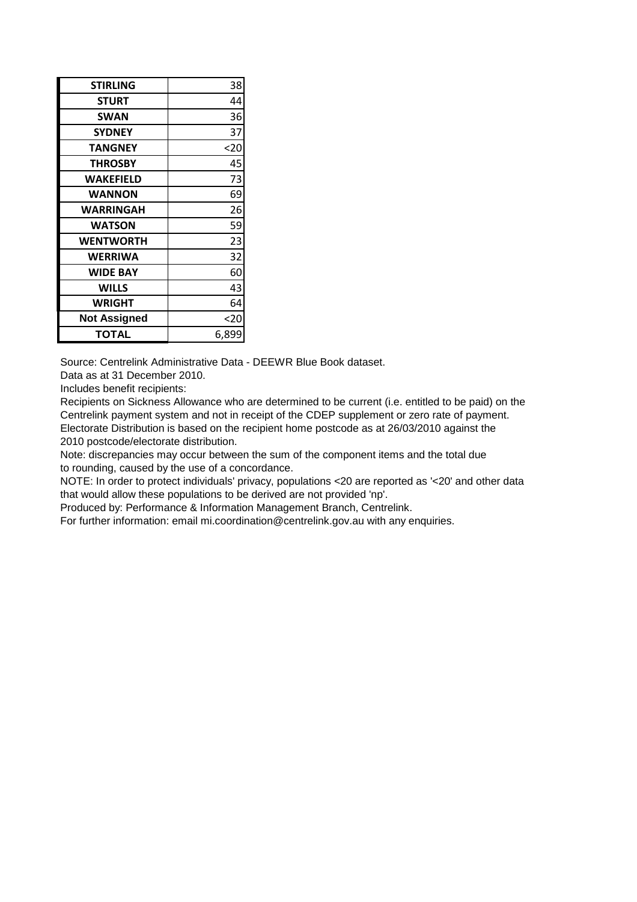| | |
|---|---|
| **STIRLING** | 38 |
| **STURT** | 44 |
| **SWAN** | 36 |
| **SYDNEY** | 37 |
| **TANGNEY** | <20 |
| **THROSBY** | 45 |
| **WAKEFIELD** | 73 |
| **WANNON** | 69 |
| **WARRINGAH** | 26 |
| **WATSON** | 59 |
| **WENTWORTH** | 23 |
| **WERRIWA** | 32 |
| **WIDE BAY** | 60 |
| **WILLS** | 43 |
| **WRIGHT** | 64 |
| **Not Assigned** | <20 |
| **TOTAL** | 6,899 |

Source: Centrelink Administrative Data - DEEWR Blue Book dataset.

Data as at 31 December 2010.

Includes benefit recipients:

Recipients on Sickness Allowance who are determined to be current (i.e. entitled to be paid) on the Centrelink payment system and not in receipt of the CDEP supplement or zero rate of payment.

Electorate Distribution is based on the recipient home postcode as at 26/03/2010 against the 2010 postcode/electorate distribution.

Note: discrepancies may occur between the sum of the component items and the total due to rounding, caused by the use of a concordance.

NOTE: In order to protect individuals' privacy, populations <20 are reported as '<20' and other data that would allow these populations to be derived are not provided 'np'.

Produced by: Performance & Information Management Branch, Centrelink.

For further information: email mi.coordination@centrelink.gov.au with any enquiries.